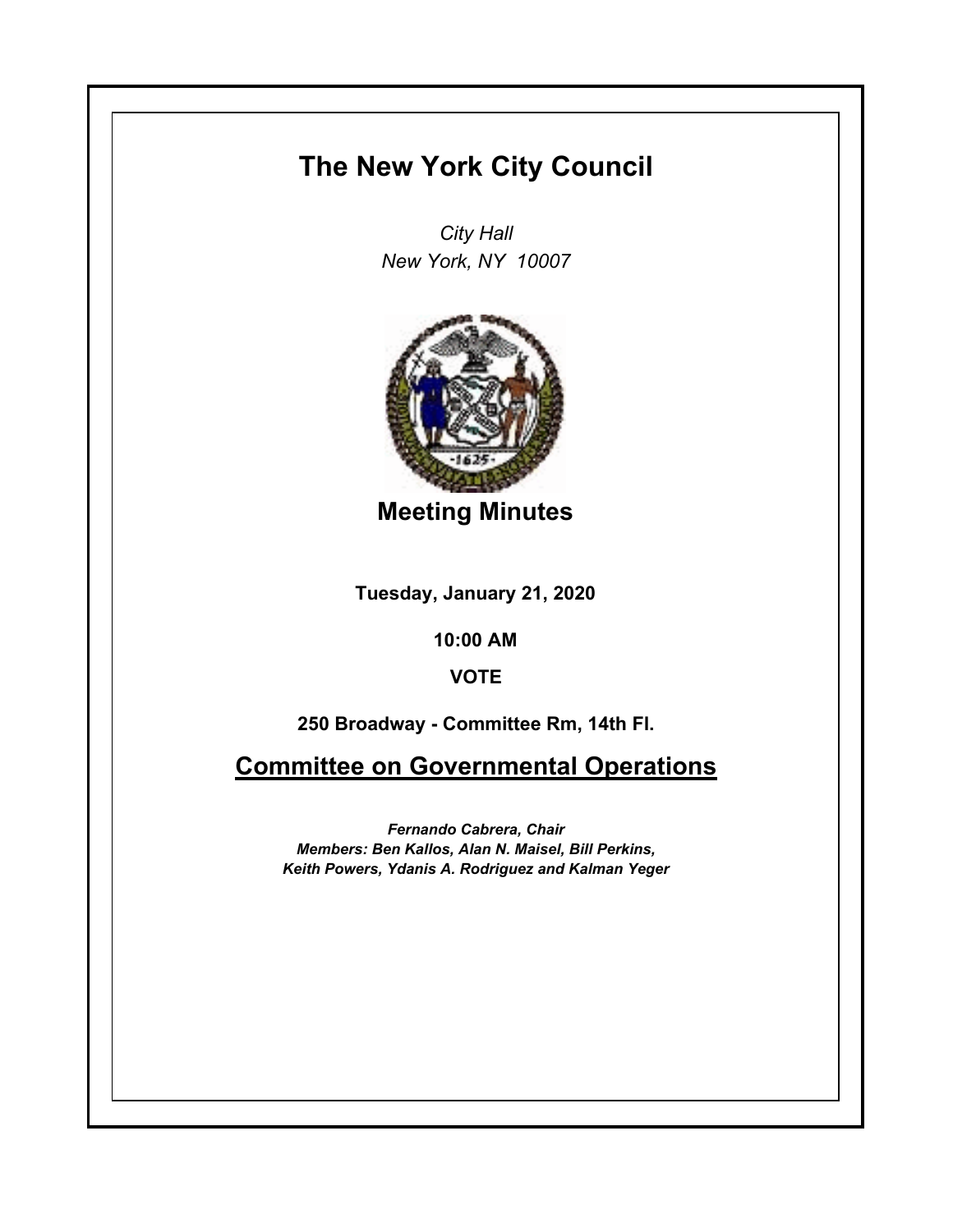# The New York City Council

*City Hall*
*New York, NY 10007*

## Meeting Minutes

**Tuesday, January 21, 2020**

**10:00 AM**

**VOTE**

**250 Broadway - Committee Rm, 14th Fl.**

## Committee on Governmental Operations

***Fernando Cabrera, Chair***
***Members: Ben Kallos, Alan N. Maisel, Bill Perkins, Keith Powers, Ydanis A. Rodriguez and Kalman Yeger***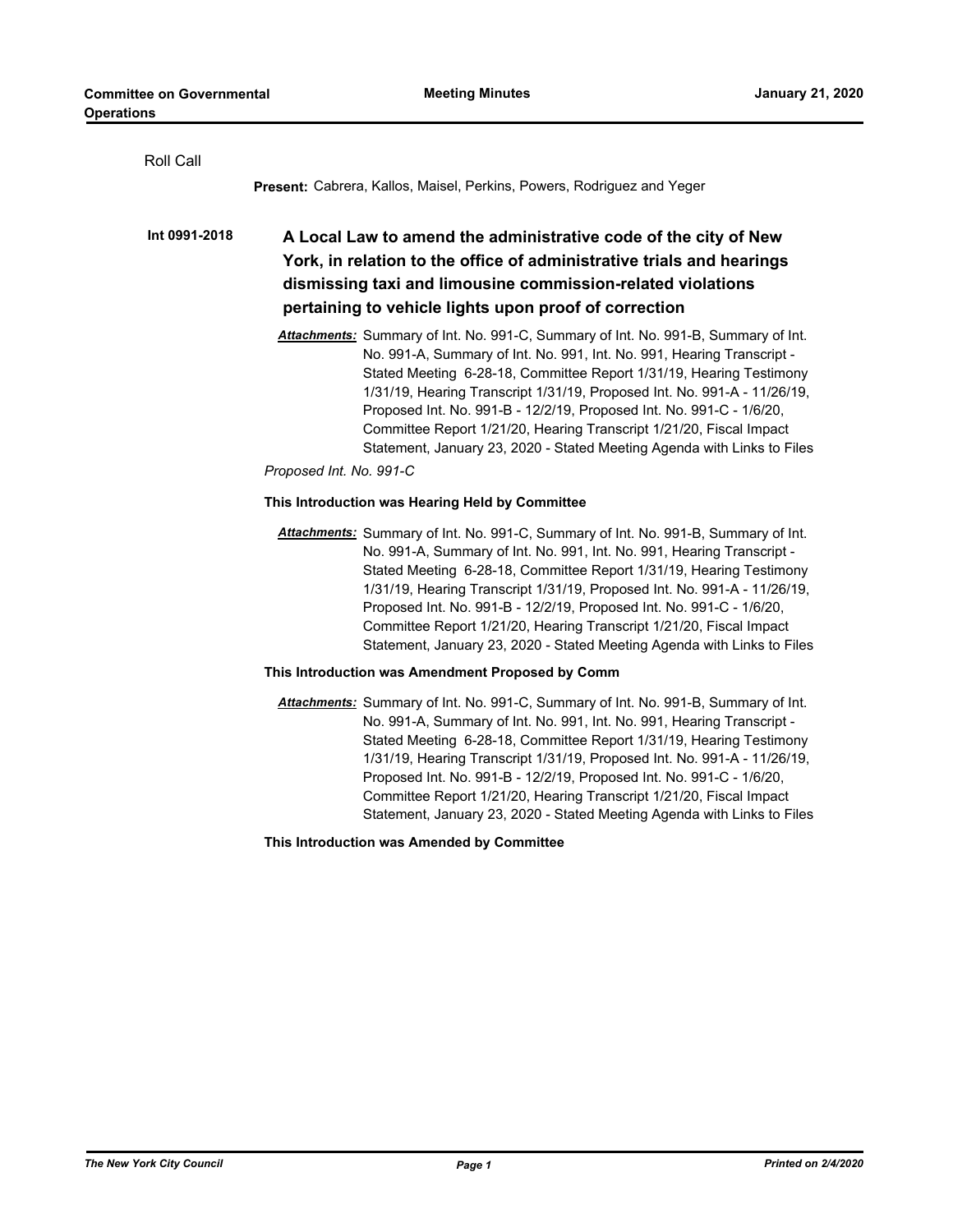Roll Call

**Present:** Cabrera, Kallos, Maisel, Perkins, Powers, Rodriguez and Yeger

**Int 0991-2018**

## A Local Law to amend the administrative code of the city of New York, in relation to the office of administrative trials and hearings dismissing taxi and limousine commission-related violations pertaining to vehicle lights upon proof of correction

***Attachments:*** Summary of Int. No. 991-C, Summary of Int. No. 991-B, Summary of Int. No. 991-A, Summary of Int. No. 991, Int. No. 991, Hearing Transcript - Stated Meeting 6-28-18, Committee Report 1/31/19, Hearing Testimony 1/31/19, Hearing Transcript 1/31/19, Proposed Int. No. 991-A - 11/26/19, Proposed Int. No. 991-B - 12/2/19, Proposed Int. No. 991-C - 1/6/20, Committee Report 1/21/20, Hearing Transcript 1/21/20, Fiscal Impact Statement, January 23, 2020 - Stated Meeting Agenda with Links to Files

*Proposed Int. No. 991-C*

**This Introduction was Hearing Held by Committee**

***Attachments:*** Summary of Int. No. 991-C, Summary of Int. No. 991-B, Summary of Int. No. 991-A, Summary of Int. No. 991, Int. No. 991, Hearing Transcript - Stated Meeting 6-28-18, Committee Report 1/31/19, Hearing Testimony 1/31/19, Hearing Transcript 1/31/19, Proposed Int. No. 991-A - 11/26/19, Proposed Int. No. 991-B - 12/2/19, Proposed Int. No. 991-C - 1/6/20, Committee Report 1/21/20, Hearing Transcript 1/21/20, Fiscal Impact Statement, January 23, 2020 - Stated Meeting Agenda with Links to Files

**This Introduction was Amendment Proposed by Comm**

***Attachments:*** Summary of Int. No. 991-C, Summary of Int. No. 991-B, Summary of Int. No. 991-A, Summary of Int. No. 991, Int. No. 991, Hearing Transcript - Stated Meeting 6-28-18, Committee Report 1/31/19, Hearing Testimony 1/31/19, Hearing Transcript 1/31/19, Proposed Int. No. 991-A - 11/26/19, Proposed Int. No. 991-B - 12/2/19, Proposed Int. No. 991-C - 1/6/20, Committee Report 1/21/20, Hearing Transcript 1/21/20, Fiscal Impact Statement, January 23, 2020 - Stated Meeting Agenda with Links to Files

**This Introduction was Amended by Committee**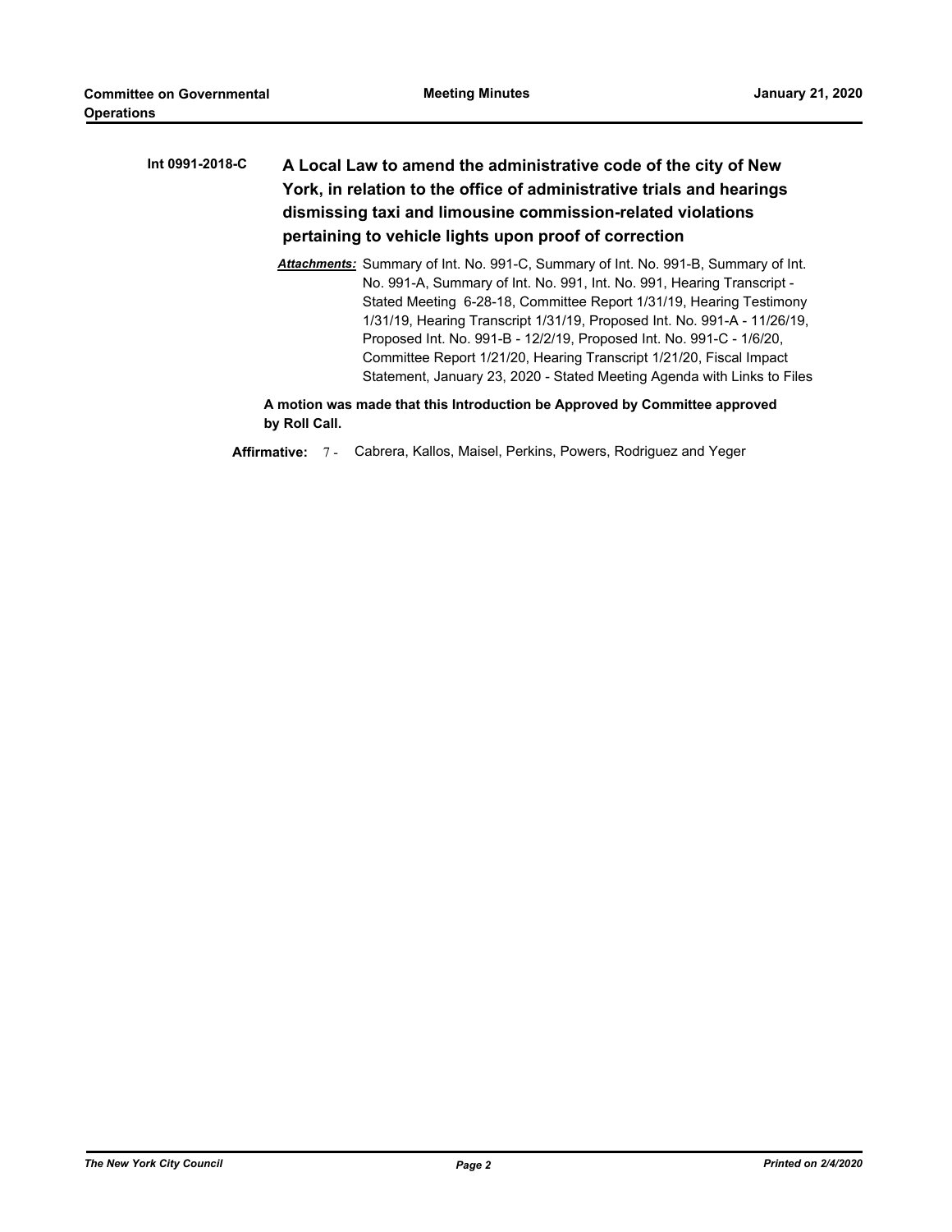**Int 0991-2018-C** **A Local Law to amend the administrative code of the city of New York, in relation to the office of administrative trials and hearings dismissing taxi and limousine commission-related violations pertaining to vehicle lights upon proof of correction**

***Attachments:*** Summary of Int. No. 991-C, Summary of Int. No. 991-B, Summary of Int. No. 991-A, Summary of Int. No. 991, Int. No. 991, Hearing Transcript - Stated Meeting 6-28-18, Committee Report 1/31/19, Hearing Testimony 1/31/19, Hearing Transcript 1/31/19, Proposed Int. No. 991-A - 11/26/19, Proposed Int. No. 991-B - 12/2/19, Proposed Int. No. 991-C - 1/6/20, Committee Report 1/21/20, Hearing Transcript 1/21/20, Fiscal Impact Statement, January 23, 2020 - Stated Meeting Agenda with Links to Files

**A motion was made that this Introduction be Approved by Committee approved by Roll Call.**

**Affirmative:** 7 - Cabrera, Kallos, Maisel, Perkins, Powers, Rodriguez and Yeger